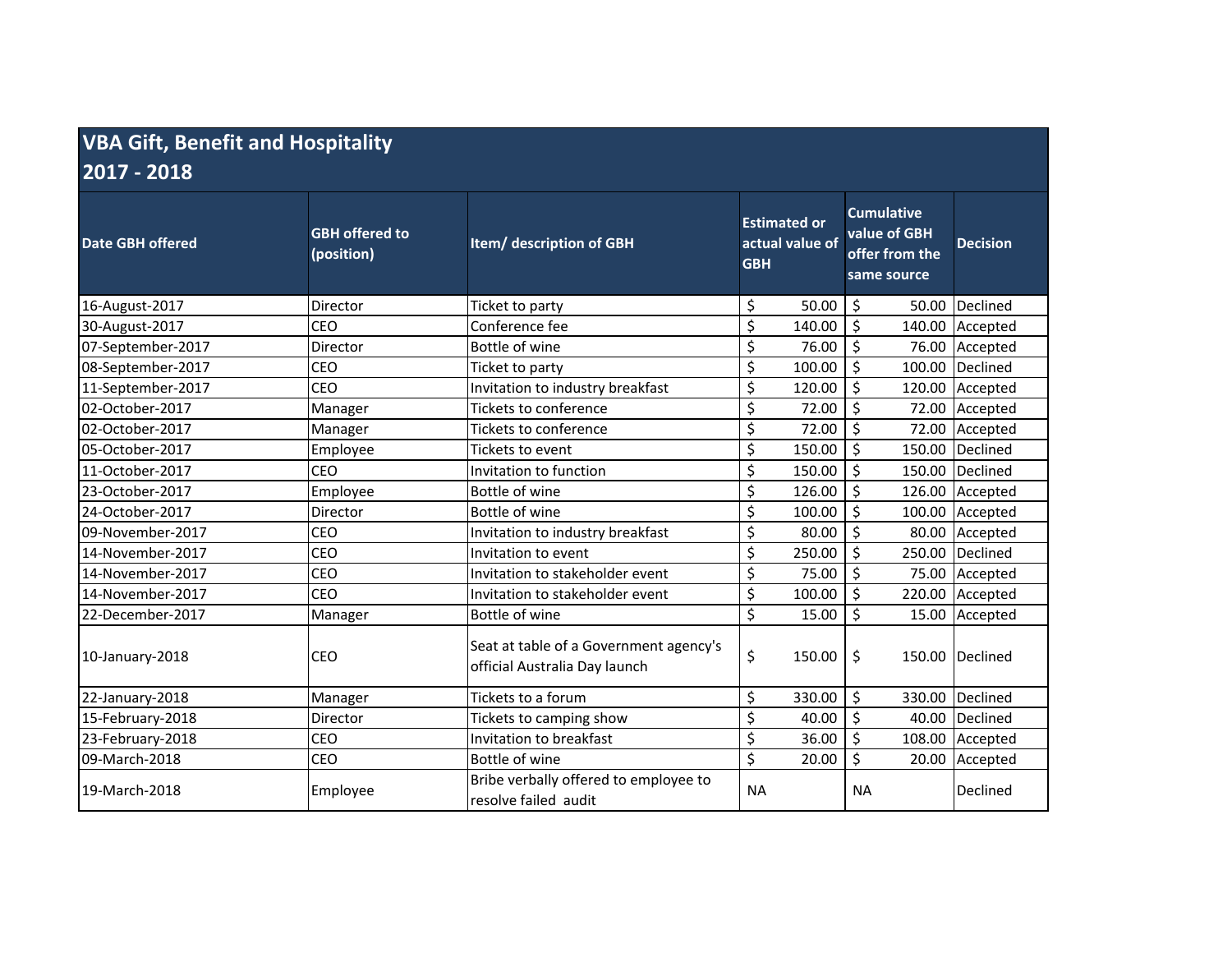# VBA Gift, Benefit and Hospitality 2017 - 2018

| Date GBH offered | GBH offered to (position) | Item/ description of GBH | Estimated or actual value of GBH | Cumulative value of GBH offer from the same source | Decision |
|---|---|---|---|---|---|
| 16-August-2017 | Director | Ticket to party | $ 50.00 | $ 50.00 | Declined |
| 30-August-2017 | CEO | Conference fee | $ 140.00 | $ 140.00 | Accepted |
| 07-September-2017 | Director | Bottle of wine | $ 76.00 | $ 76.00 | Accepted |
| 08-September-2017 | CEO | Ticket to party | $ 100.00 | $ 100.00 | Declined |
| 11-September-2017 | CEO | Invitation to industry breakfast | $ 120.00 | $ 120.00 | Accepted |
| 02-October-2017 | Manager | Tickets to conference | $ 72.00 | $ 72.00 | Accepted |
| 02-October-2017 | Manager | Tickets to conference | $ 72.00 | $ 72.00 | Accepted |
| 05-October-2017 | Employee | Tickets to event | $ 150.00 | $ 150.00 | Declined |
| 11-October-2017 | CEO | Invitation to function | $ 150.00 | $ 150.00 | Declined |
| 23-October-2017 | Employee | Bottle of wine | $ 126.00 | $ 126.00 | Accepted |
| 24-October-2017 | Director | Bottle of wine | $ 100.00 | $ 100.00 | Accepted |
| 09-November-2017 | CEO | Invitation to industry breakfast | $ 80.00 | $ 80.00 | Accepted |
| 14-November-2017 | CEO | Invitation to event | $ 250.00 | $ 250.00 | Declined |
| 14-November-2017 | CEO | Invitation to stakeholder event | $ 75.00 | $ 75.00 | Accepted |
| 14-November-2017 | CEO | Invitation to stakeholder event | $ 100.00 | $ 220.00 | Accepted |
| 22-December-2017 | Manager | Bottle of wine | $ 15.00 | $ 15.00 | Accepted |
| 10-January-2018 | CEO | Seat at table of a Government agency's official Australia Day launch | $ 150.00 | $ 150.00 | Declined |
| 22-January-2018 | Manager | Tickets to a forum | $ 330.00 | $ 330.00 | Declined |
| 15-February-2018 | Director | Tickets to camping show | $ 40.00 | $ 40.00 | Declined |
| 23-February-2018 | CEO | Invitation to breakfast | $ 36.00 | $ 108.00 | Accepted |
| 09-March-2018 | CEO | Bottle of wine | $ 20.00 | $ 20.00 | Accepted |
| 19-March-2018 | Employee | Bribe verbally offered to employee to resolve failed audit | NA | NA | Declined |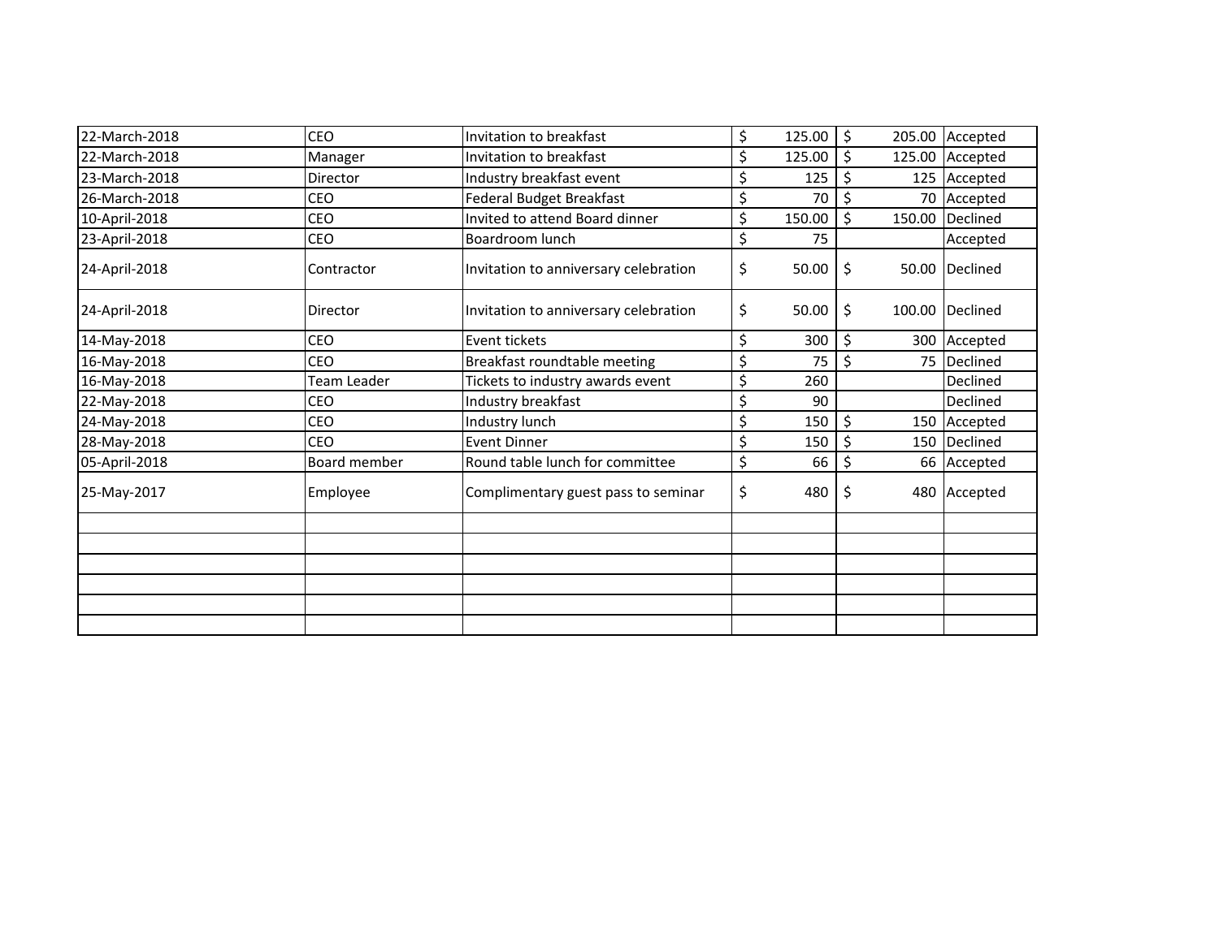| | | | | | |
|---|---|---|---|---|---|
| 22-March-2018 | CEO | Invitation to breakfast | $ 125.00 | $ 205.00 | Accepted |
| 22-March-2018 | Manager | Invitation to breakfast | $ 125.00 | $ 125.00 | Accepted |
| 23-March-2018 | Director | Industry breakfast event | $ 125 | $ 125 | Accepted |
| 26-March-2018 | CEO | Federal Budget Breakfast | $ 70 | $ 70 | Accepted |
| 10-April-2018 | CEO | Invited to attend Board dinner | $ 150.00 | $ 150.00 | Declined |
| 23-April-2018 | CEO | Boardroom lunch | $ 75 | | Accepted |
| 24-April-2018 | Contractor | Invitation to anniversary celebration | $ 50.00 | $ 50.00 | Declined |
| 24-April-2018 | Director | Invitation to anniversary celebration | $ 50.00 | $ 100.00 | Declined |
| 14-May-2018 | CEO | Event tickets | $ 300 | $ 300 | Accepted |
| 16-May-2018 | CEO | Breakfast roundtable meeting | $ 75 | $ 75 | Declined |
| 16-May-2018 | Team Leader | Tickets to industry awards event | $ 260 | | Declined |
| 22-May-2018 | CEO | Industry breakfast | $ 90 | | Declined |
| 24-May-2018 | CEO | Industry lunch | $ 150 | $ 150 | Accepted |
| 28-May-2018 | CEO | Event Dinner | $ 150 | $ 150 | Declined |
| 05-April-2018 | Board member | Round table lunch for committee | $ 66 | $ 66 | Accepted |
| 25-May-2017 | Employee | Complimentary guest pass to seminar | $ 480 | $ 480 | Accepted |
| | | | | | |
| | | | | | |
| | | | | | |
| | | | | | |
| | | | | | |
| | | | | | |